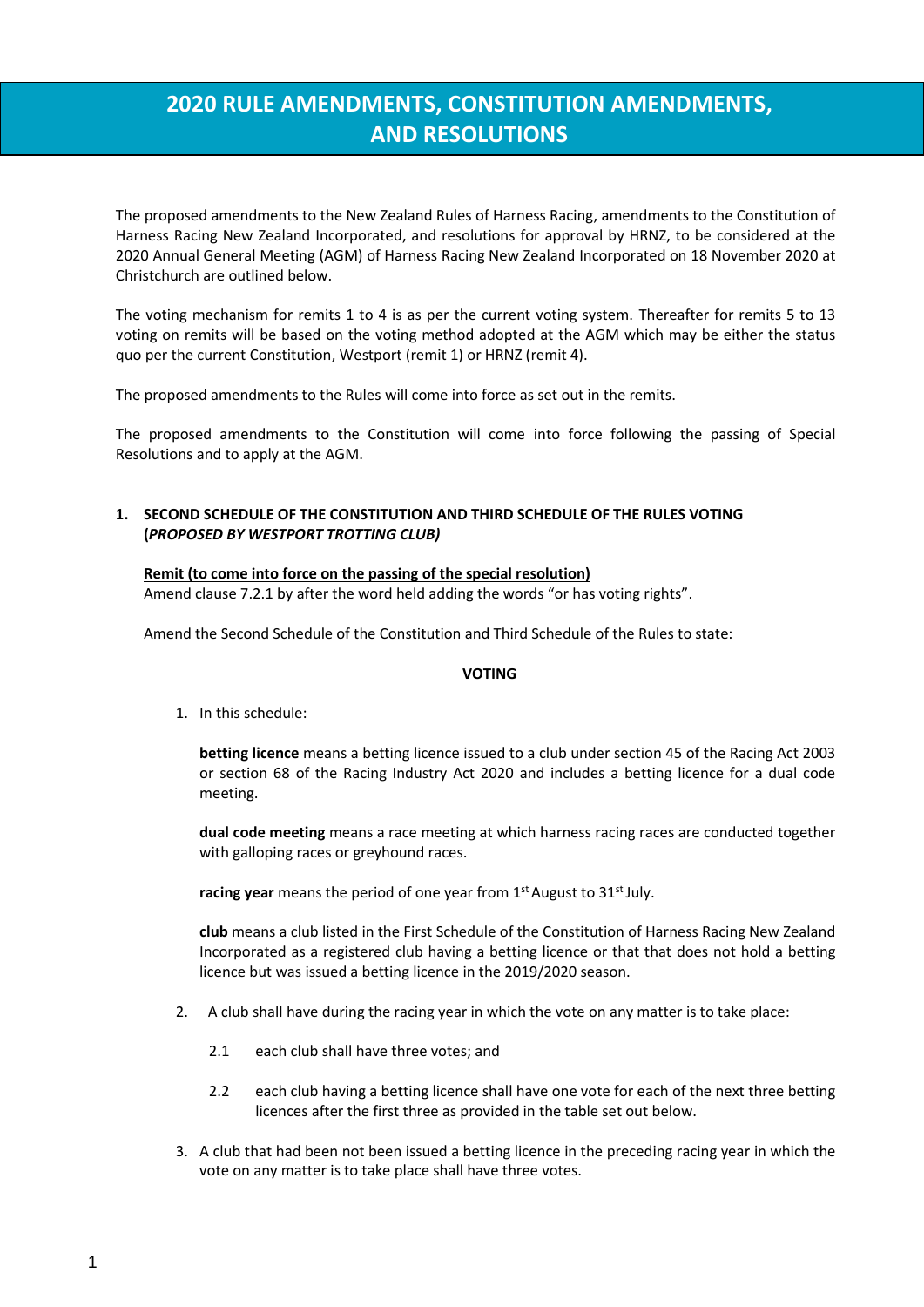# 2020 RULE AMENDMENTS, CONSTITUTION AMENDMENTS, AND RESOLUTIONS

The proposed amendments to the New Zealand Rules of Harness Racing, amendments to the Constitution of Harness Racing New Zealand Incorporated, and resolutions for approval by HRNZ, to be considered at the 2020 Annual General Meeting (AGM) of Harness Racing New Zealand Incorporated on 18 November 2020 at Christchurch are outlined below.

The voting mechanism for remits 1 to 4 is as per the current voting system. Thereafter for remits 5 to 13 voting on remits will be based on the voting method adopted at the AGM which may be either the status quo per the current Constitution, Westport (remit 1) or HRNZ (remit 4).

The proposed amendments to the Rules will come into force as set out in the remits.

The proposed amendments to the Constitution will come into force following the passing of Special Resolutions and to apply at the AGM.

## 1. SECOND SCHEDULE OF THE CONSTITUTION AND THIRD SCHEDULE OF THE RULES VOTING (*PROPOSED BY WESTPORT TROTTING CLUB)*

**Remit (to come into force on the passing of the special resolution)**

Amend clause 7.2.1 by after the word held adding the words "or has voting rights".

Amend the Second Schedule of the Constitution and Third Schedule of the Rules to state:

**VOTING**

1. In this schedule:

   **betting licence** means a betting licence issued to a club under section 45 of the Racing Act 2003 or section 68 of the Racing Industry Act 2020 and includes a betting licence for a dual code meeting.

   **dual code meeting** means a race meeting at which harness racing races are conducted together with galloping races or greyhound races.

   **racing year** means the period of one year from 1st August to 31st July.

   **club** means a club listed in the First Schedule of the Constitution of Harness Racing New Zealand Incorporated as a registered club having a betting licence or that that does not hold a betting licence but was issued a betting licence in the 2019/2020 season.

2. A club shall have during the racing year in which the vote on any matter is to take place:

   2.1 each club shall have three votes; and

   2.2 each club having a betting licence shall have one vote for each of the next three betting licences after the first three as provided in the table set out below.

3. A club that had been not been issued a betting licence in the preceding racing year in which the vote on any matter is to take place shall have three votes.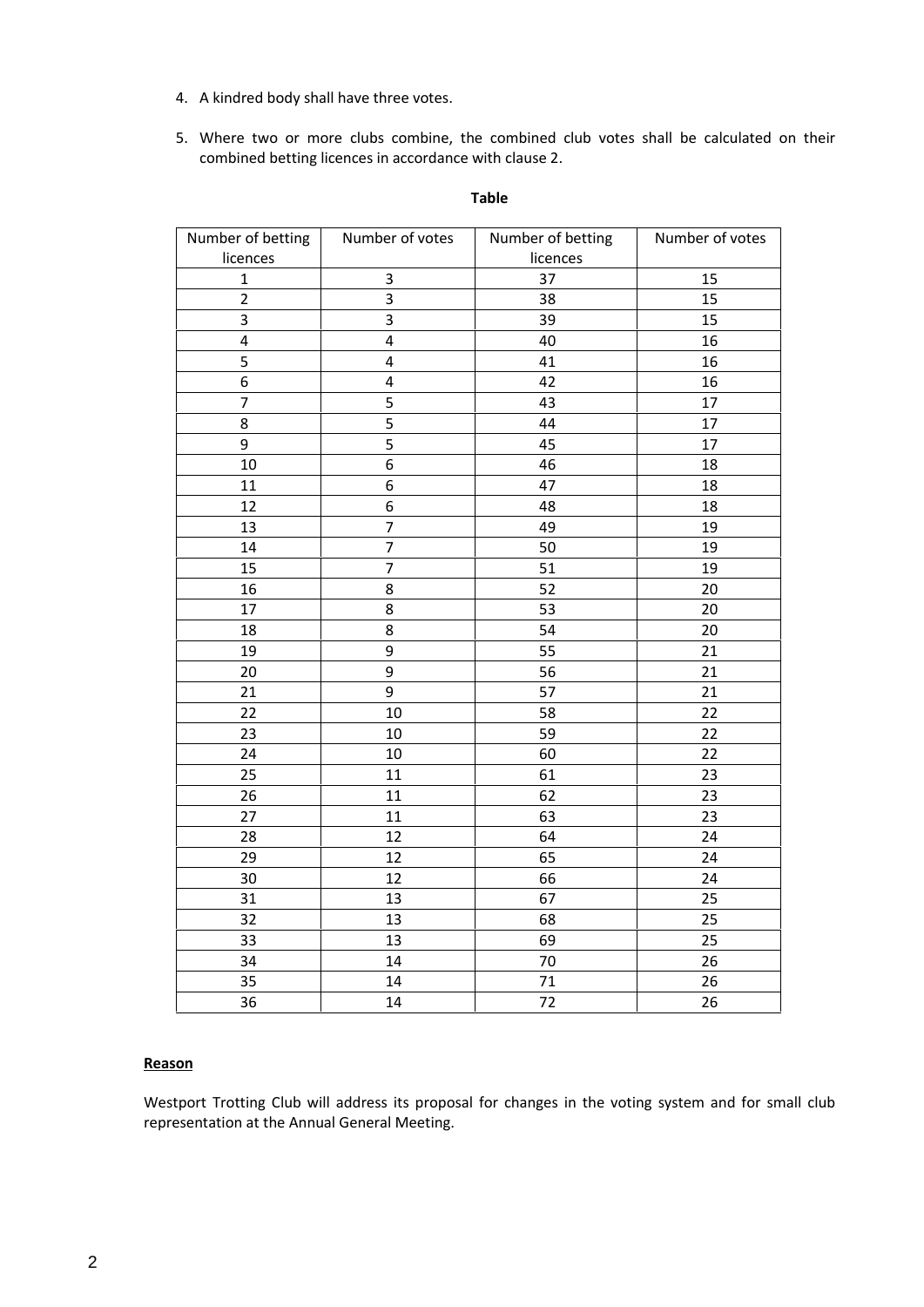4. A kindred body shall have three votes.

5. Where two or more clubs combine, the combined club votes shall be calculated on their combined betting licences in accordance with clause 2.

**Table**

| Number of betting licences | Number of votes | Number of betting licences | Number of votes |
|---|---|---|---|
| 1 | 3 | 37 | 15 |
| 2 | 3 | 38 | 15 |
| 3 | 3 | 39 | 15 |
| 4 | 4 | 40 | 16 |
| 5 | 4 | 41 | 16 |
| 6 | 4 | 42 | 16 |
| 7 | 5 | 43 | 17 |
| 8 | 5 | 44 | 17 |
| 9 | 5 | 45 | 17 |
| 10 | 6 | 46 | 18 |
| 11 | 6 | 47 | 18 |
| 12 | 6 | 48 | 18 |
| 13 | 7 | 49 | 19 |
| 14 | 7 | 50 | 19 |
| 15 | 7 | 51 | 19 |
| 16 | 8 | 52 | 20 |
| 17 | 8 | 53 | 20 |
| 18 | 8 | 54 | 20 |
| 19 | 9 | 55 | 21 |
| 20 | 9 | 56 | 21 |
| 21 | 9 | 57 | 21 |
| 22 | 10 | 58 | 22 |
| 23 | 10 | 59 | 22 |
| 24 | 10 | 60 | 22 |
| 25 | 11 | 61 | 23 |
| 26 | 11 | 62 | 23 |
| 27 | 11 | 63 | 23 |
| 28 | 12 | 64 | 24 |
| 29 | 12 | 65 | 24 |
| 30 | 12 | 66 | 24 |
| 31 | 13 | 67 | 25 |
| 32 | 13 | 68 | 25 |
| 33 | 13 | 69 | 25 |
| 34 | 14 | 70 | 26 |
| 35 | 14 | 71 | 26 |
| 36 | 14 | 72 | 26 |

**<u>Reason</u>**

Westport Trotting Club will address its proposal for changes in the voting system and for small club representation at the Annual General Meeting.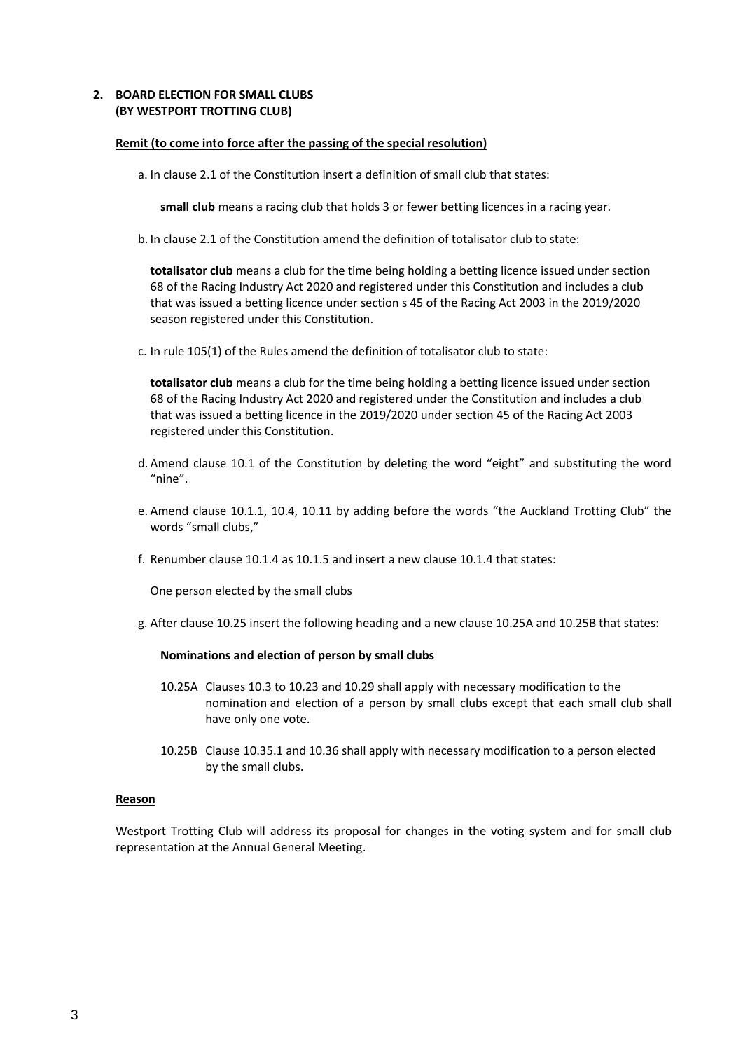## 2. BOARD ELECTION FOR SMALL CLUBS (BY WESTPORT TROTTING CLUB)

**Remit (to come into force after the passing of the special resolution)**

a. In clause 2.1 of the Constitution insert a definition of small club that states:

   **small club** means a racing club that holds 3 or fewer betting licences in a racing year.

b. In clause 2.1 of the Constitution amend the definition of totalisator club to state:

   **totalisator club** means a club for the time being holding a betting licence issued under section 68 of the Racing Industry Act 2020 and registered under this Constitution and includes a club that was issued a betting licence under section s 45 of the Racing Act 2003 in the 2019/2020 season registered under this Constitution.

c. In rule 105(1) of the Rules amend the definition of totalisator club to state:

   **totalisator club** means a club for the time being holding a betting licence issued under section 68 of the Racing Industry Act 2020 and registered under the Constitution and includes a club that was issued a betting licence in the 2019/2020 under section 45 of the Racing Act 2003 registered under this Constitution.

d. Amend clause 10.1 of the Constitution by deleting the word "eight" and substituting the word "nine".

e. Amend clause 10.1.1, 10.4, 10.11 by adding before the words "the Auckland Trotting Club" the words "small clubs,"

f. Renumber clause 10.1.4 as 10.1.5 and insert a new clause 10.1.4 that states:

   One person elected by the small clubs

g. After clause 10.25 insert the following heading and a new clause 10.25A and 10.25B that states:

   **Nominations and election of person by small clubs**

   10.25A Clauses 10.3 to 10.23 and 10.29 shall apply with necessary modification to the nomination and election of a person by small clubs except that each small club shall have only one vote.

   10.25B Clause 10.35.1 and 10.36 shall apply with necessary modification to a person elected by the small clubs.

**Reason**

Westport Trotting Club will address its proposal for changes in the voting system and for small club representation at the Annual General Meeting.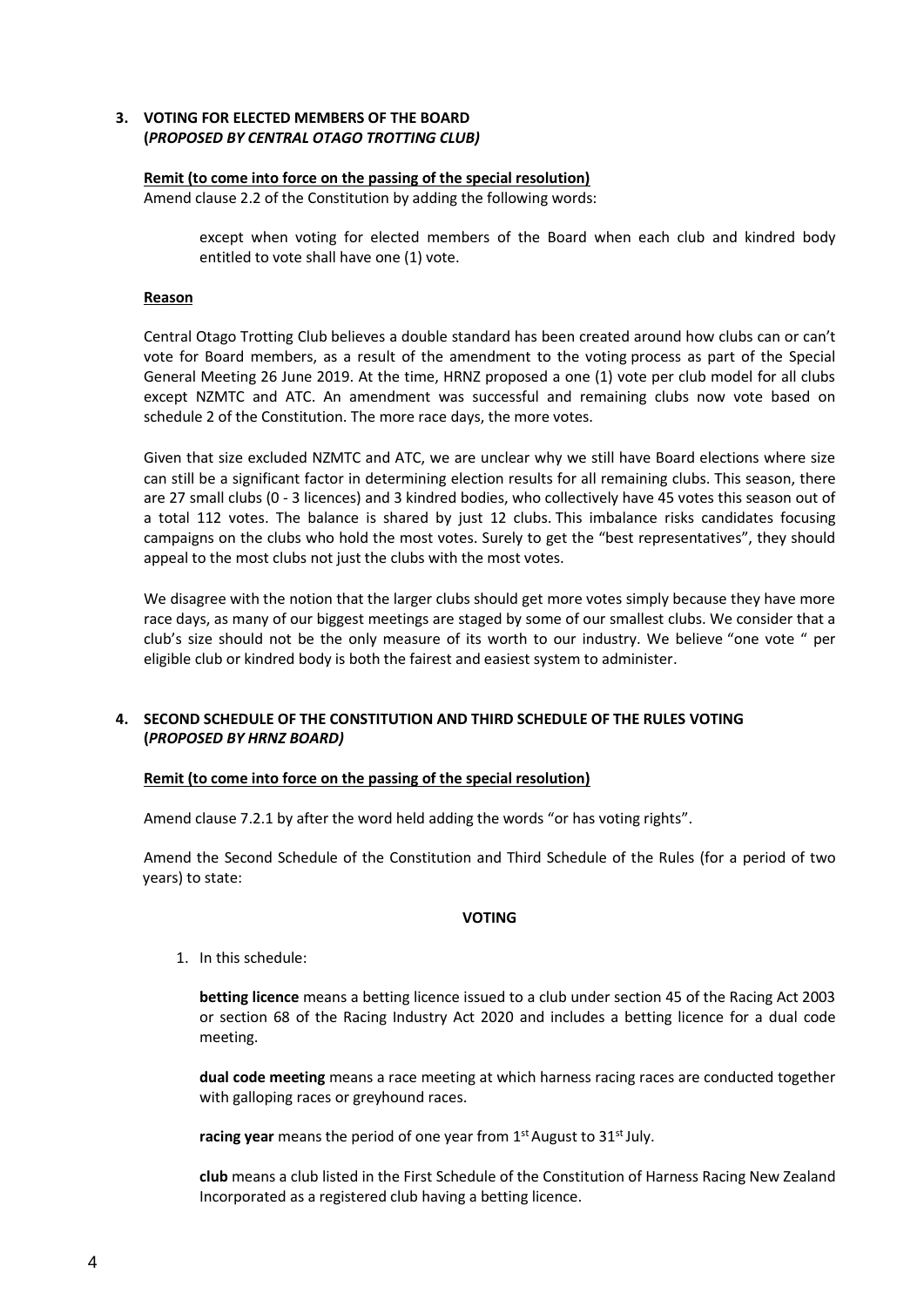## 3. VOTING FOR ELECTED MEMBERS OF THE BOARD (*PROPOSED BY CENTRAL OTAGO TROTTING CLUB)*

**Remit (to come into force on the passing of the special resolution)**

Amend clause 2.2 of the Constitution by adding the following words:

> except when voting for elected members of the Board when each club and kindred body entitled to vote shall have one (1) vote.

**Reason**

Central Otago Trotting Club believes a double standard has been created around how clubs can or can't vote for Board members, as a result of the amendment to the voting process as part of the Special General Meeting 26 June 2019. At the time, HRNZ proposed a one (1) vote per club model for all clubs except NZMTC and ATC. An amendment was successful and remaining clubs now vote based on schedule 2 of the Constitution. The more race days, the more votes.

Given that size excluded NZMTC and ATC, we are unclear why we still have Board elections where size can still be a significant factor in determining election results for all remaining clubs. This season, there are 27 small clubs (0 - 3 licences) and 3 kindred bodies, who collectively have 45 votes this season out of a total 112 votes. The balance is shared by just 12 clubs. This imbalance risks candidates focusing campaigns on the clubs who hold the most votes. Surely to get the "best representatives", they should appeal to the most clubs not just the clubs with the most votes.

We disagree with the notion that the larger clubs should get more votes simply because they have more race days, as many of our biggest meetings are staged by some of our smallest clubs. We consider that a club's size should not be the only measure of its worth to our industry. We believe "one vote " per eligible club or kindred body is both the fairest and easiest system to administer.

## 4. SECOND SCHEDULE OF THE CONSTITUTION AND THIRD SCHEDULE OF THE RULES VOTING (*PROPOSED BY HRNZ BOARD)*

**Remit (to come into force on the passing of the special resolution)**

Amend clause 7.2.1 by after the word held adding the words "or has voting rights".

Amend the Second Schedule of the Constitution and Third Schedule of the Rules (for a period of two years) to state:

**VOTING**

1. In this schedule:

   **betting licence** means a betting licence issued to a club under section 45 of the Racing Act 2003 or section 68 of the Racing Industry Act 2020 and includes a betting licence for a dual code meeting.

   **dual code meeting** means a race meeting at which harness racing races are conducted together with galloping races or greyhound races.

   **racing year** means the period of one year from 1st August to 31st July.

   **club** means a club listed in the First Schedule of the Constitution of Harness Racing New Zealand Incorporated as a registered club having a betting licence.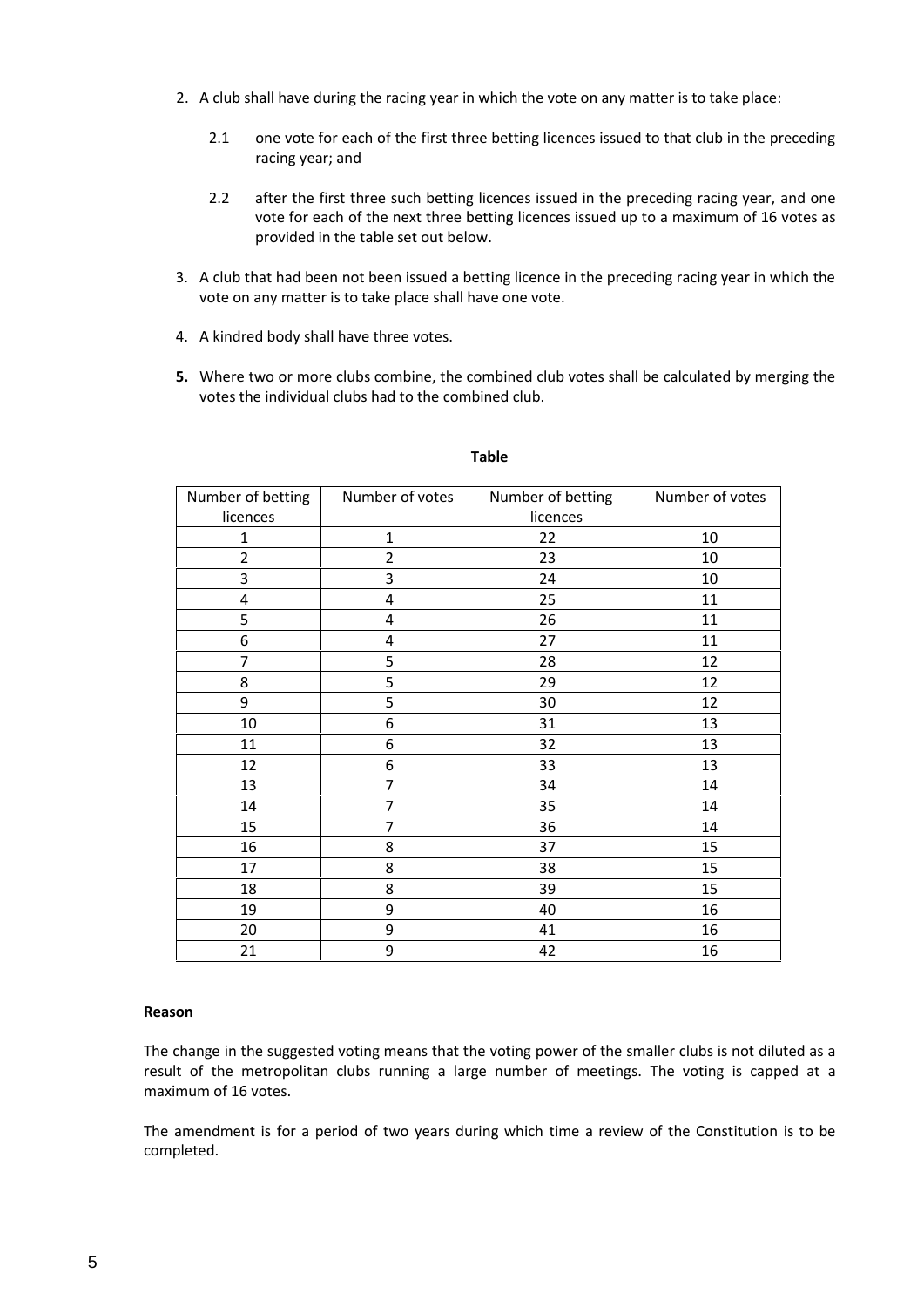2. A club shall have during the racing year in which the vote on any matter is to take place:

   2.1 one vote for each of the first three betting licences issued to that club in the preceding racing year; and

   2.2 after the first three such betting licences issued in the preceding racing year, and one vote for each of the next three betting licences issued up to a maximum of 16 votes as provided in the table set out below.

3. A club that had been not been issued a betting licence in the preceding racing year in which the vote on any matter is to take place shall have one vote.

4. A kindred body shall have three votes.

**5.** Where two or more clubs combine, the combined club votes shall be calculated by merging the votes the individual clubs had to the combined club.

**Table**

| Number of betting licences | Number of votes | Number of betting licences | Number of votes |
|---|---|---|---|
| 1 | 1 | 22 | 10 |
| 2 | 2 | 23 | 10 |
| 3 | 3 | 24 | 10 |
| 4 | 4 | 25 | 11 |
| 5 | 4 | 26 | 11 |
| 6 | 4 | 27 | 11 |
| 7 | 5 | 28 | 12 |
| 8 | 5 | 29 | 12 |
| 9 | 5 | 30 | 12 |
| 10 | 6 | 31 | 13 |
| 11 | 6 | 32 | 13 |
| 12 | 6 | 33 | 13 |
| 13 | 7 | 34 | 14 |
| 14 | 7 | 35 | 14 |
| 15 | 7 | 36 | 14 |
| 16 | 8 | 37 | 15 |
| 17 | 8 | 38 | 15 |
| 18 | 8 | 39 | 15 |
| 19 | 9 | 40 | 16 |
| 20 | 9 | 41 | 16 |
| 21 | 9 | 42 | 16 |

**Reason**

The change in the suggested voting means that the voting power of the smaller clubs is not diluted as a result of the metropolitan clubs running a large number of meetings. The voting is capped at a maximum of 16 votes.

The amendment is for a period of two years during which time a review of the Constitution is to be completed.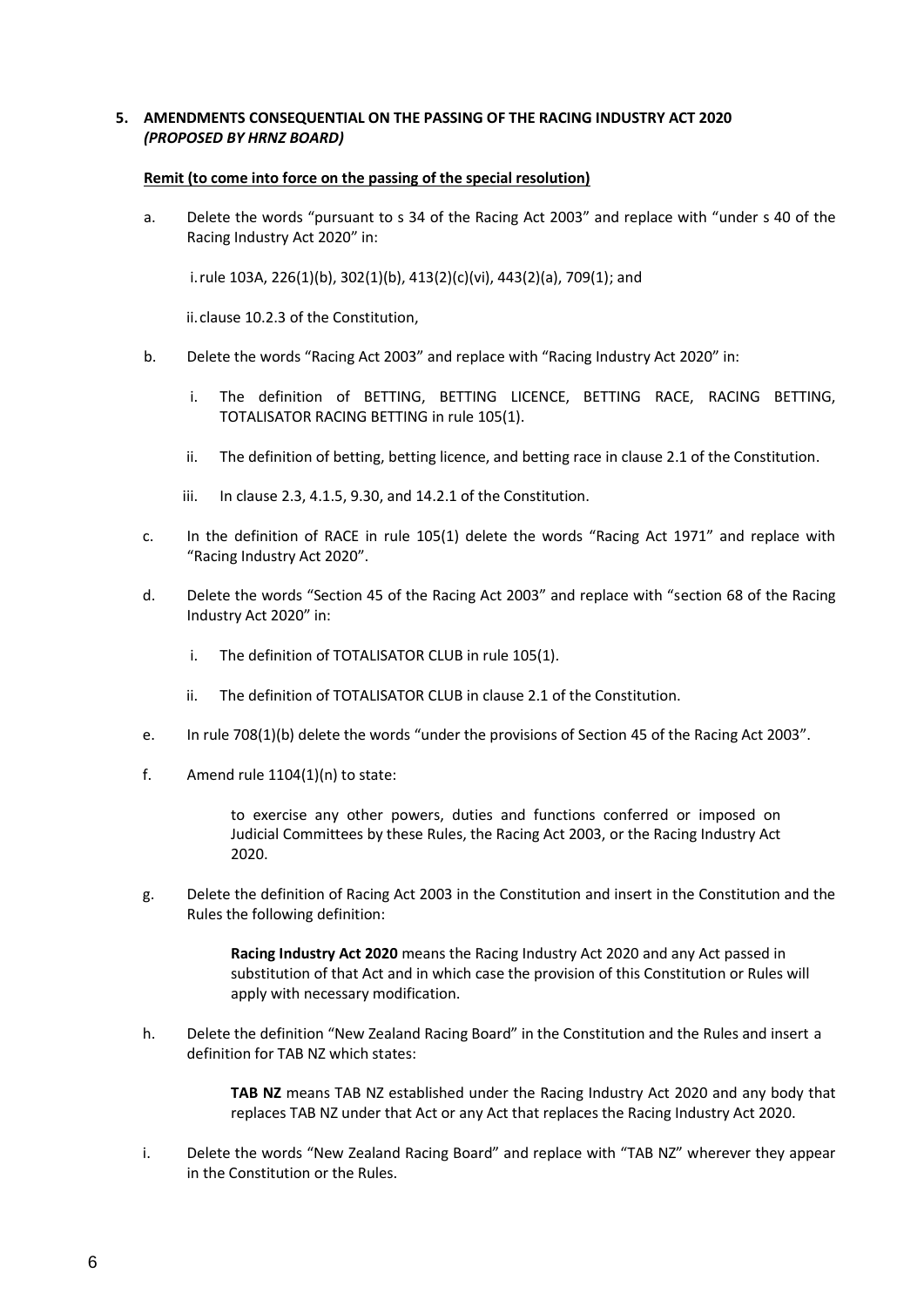**5. AMENDMENTS CONSEQUENTIAL ON THE PASSING OF THE RACING INDUSTRY ACT 2020** ***(PROPOSED BY HRNZ BOARD)***

**Remit (to come into force on the passing of the special resolution)**

a. Delete the words "pursuant to s 34 of the Racing Act 2003" and replace with "under s 40 of the Racing Industry Act 2020" in:

   i. rule 103A, 226(1)(b), 302(1)(b), 413(2)(c)(vi), 443(2)(a), 709(1); and

   ii. clause 10.2.3 of the Constitution,

b. Delete the words "Racing Act 2003" and replace with "Racing Industry Act 2020" in:

   i. The definition of BETTING, BETTING LICENCE, BETTING RACE, RACING BETTING, TOTALISATOR RACING BETTING in rule 105(1).

   ii. The definition of betting, betting licence, and betting race in clause 2.1 of the Constitution.

   iii. In clause 2.3, 4.1.5, 9.30, and 14.2.1 of the Constitution.

c. In the definition of RACE in rule 105(1) delete the words "Racing Act 1971" and replace with "Racing Industry Act 2020".

d. Delete the words "Section 45 of the Racing Act 2003" and replace with "section 68 of the Racing Industry Act 2020" in:

   i. The definition of TOTALISATOR CLUB in rule 105(1).

   ii. The definition of TOTALISATOR CLUB in clause 2.1 of the Constitution.

e. In rule 708(1)(b) delete the words "under the provisions of Section 45 of the Racing Act 2003".

f. Amend rule 1104(1)(n) to state:

   > to exercise any other powers, duties and functions conferred or imposed on Judicial Committees by these Rules, the Racing Act 2003, or the Racing Industry Act 2020.

g. Delete the definition of Racing Act 2003 in the Constitution and insert in the Constitution and the Rules the following definition:

   > **Racing Industry Act 2020** means the Racing Industry Act 2020 and any Act passed in substitution of that Act and in which case the provision of this Constitution or Rules will apply with necessary modification.

h. Delete the definition "New Zealand Racing Board" in the Constitution and the Rules and insert a definition for TAB NZ which states:

   > **TAB NZ** means TAB NZ established under the Racing Industry Act 2020 and any body that replaces TAB NZ under that Act or any Act that replaces the Racing Industry Act 2020.

i. Delete the words "New Zealand Racing Board" and replace with "TAB NZ" wherever they appear in the Constitution or the Rules.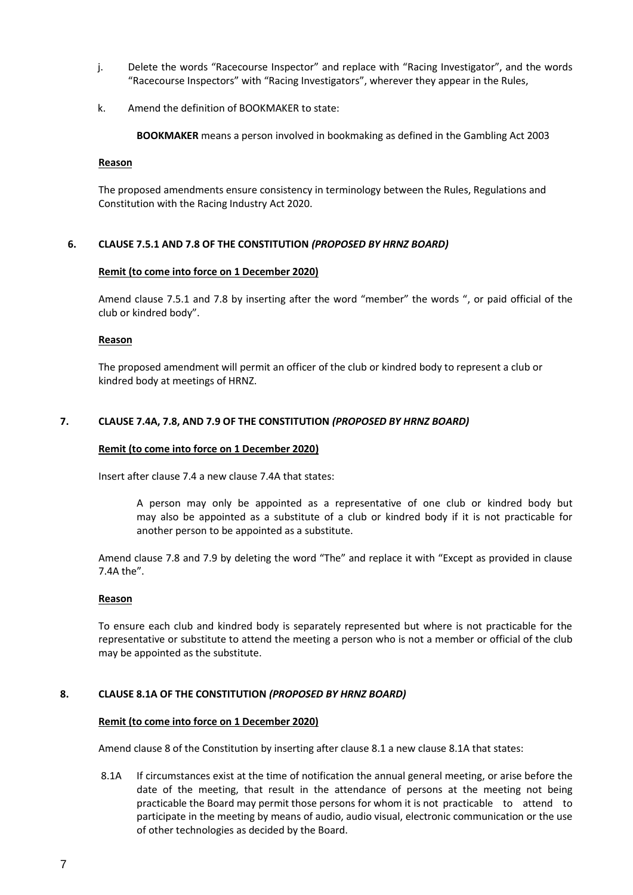j. Delete the words "Racecourse Inspector" and replace with "Racing Investigator", and the words "Racecourse Inspectors" with "Racing Investigators", wherever they appear in the Rules,

k. Amend the definition of BOOKMAKER to state:

> **BOOKMAKER** means a person involved in bookmaking as defined in the Gambling Act 2003

**Reason**

The proposed amendments ensure consistency in terminology between the Rules, Regulations and Constitution with the Racing Industry Act 2020.

### 6. CLAUSE 7.5.1 AND 7.8 OF THE CONSTITUTION *(PROPOSED BY HRNZ BOARD)*

**Remit (to come into force on 1 December 2020)**

Amend clause 7.5.1 and 7.8 by inserting after the word "member" the words ", or paid official of the club or kindred body".

**Reason**

The proposed amendment will permit an officer of the club or kindred body to represent a club or kindred body at meetings of HRNZ.

### 7. CLAUSE 7.4A, 7.8, AND 7.9 OF THE CONSTITUTION *(PROPOSED BY HRNZ BOARD)*

**Remit (to come into force on 1 December 2020)**

Insert after clause 7.4 a new clause 7.4A that states:

> A person may only be appointed as a representative of one club or kindred body but may also be appointed as a substitute of a club or kindred body if it is not practicable for another person to be appointed as a substitute.

Amend clause 7.8 and 7.9 by deleting the word "The" and replace it with "Except as provided in clause 7.4A the".

**Reason**

To ensure each club and kindred body is separately represented but where is not practicable for the representative or substitute to attend the meeting a person who is not a member or official of the club may be appointed as the substitute.

### 8. CLAUSE 8.1A OF THE CONSTITUTION *(PROPOSED BY HRNZ BOARD)*

**Remit (to come into force on 1 December 2020)**

Amend clause 8 of the Constitution by inserting after clause 8.1 a new clause 8.1A that states:

> 8.1A If circumstances exist at the time of notification the annual general meeting, or arise before the date of the meeting, that result in the attendance of persons at the meeting not being practicable the Board may permit those persons for whom it is not practicable to attend to participate in the meeting by means of audio, audio visual, electronic communication or the use of other technologies as decided by the Board.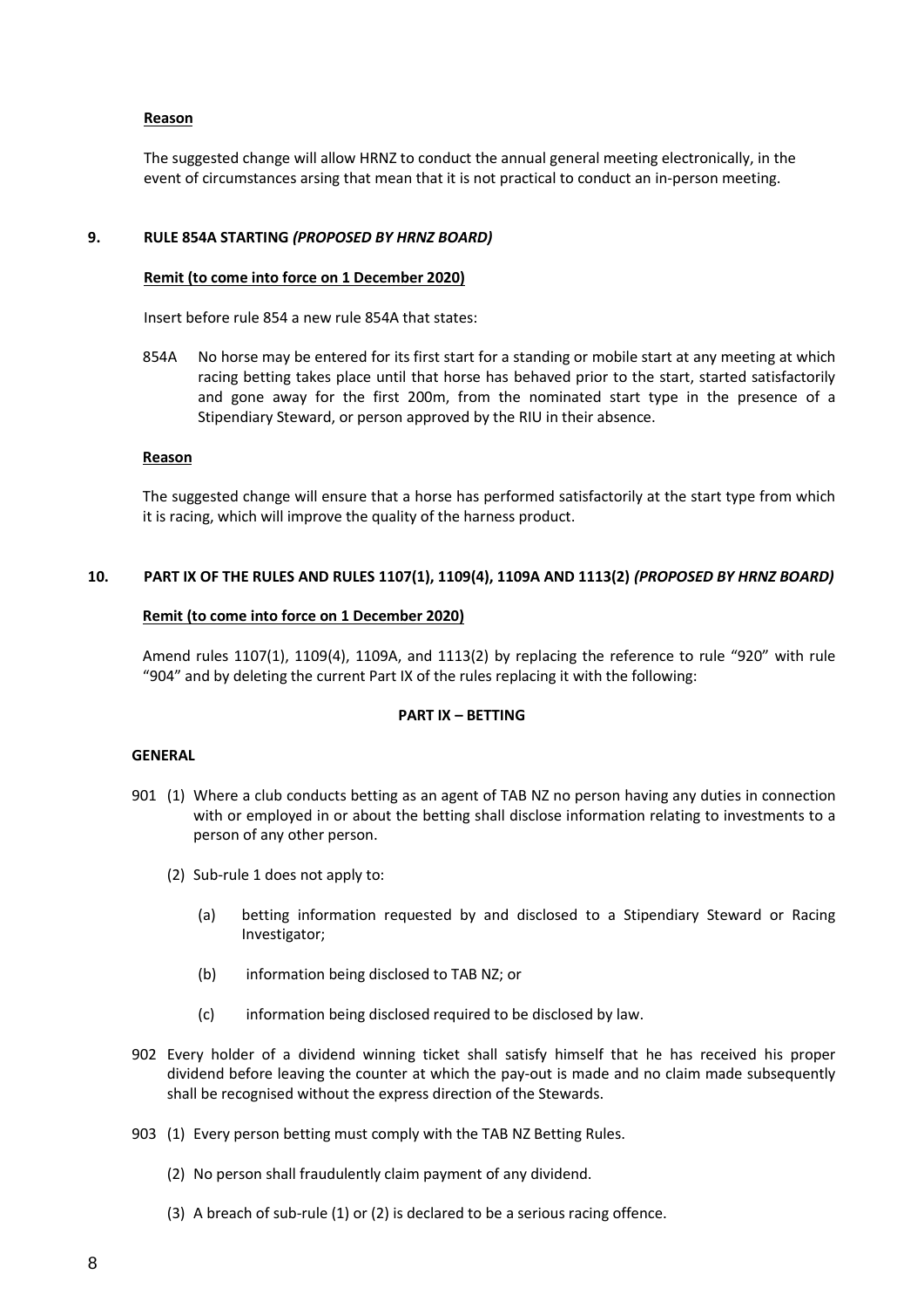**Reason**

The suggested change will allow HRNZ to conduct the annual general meeting electronically, in the event of circumstances arsing that mean that it is not practical to conduct an in-person meeting.

## 9. RULE 854A STARTING *(PROPOSED BY HRNZ BOARD)*

**Remit (to come into force on 1 December 2020)**

Insert before rule 854 a new rule 854A that states:

854A No horse may be entered for its first start for a standing or mobile start at any meeting at which racing betting takes place until that horse has behaved prior to the start, started satisfactorily and gone away for the first 200m, from the nominated start type in the presence of a Stipendiary Steward, or person approved by the RIU in their absence.

**Reason**

The suggested change will ensure that a horse has performed satisfactorily at the start type from which it is racing, which will improve the quality of the harness product.

## 10. PART IX OF THE RULES AND RULES 1107(1), 1109(4), 1109A AND 1113(2) *(PROPOSED BY HRNZ BOARD)*

**Remit (to come into force on 1 December 2020)**

Amend rules 1107(1), 1109(4), 1109A, and 1113(2) by replacing the reference to rule "920" with rule "904" and by deleting the current Part IX of the rules replacing it with the following:

**PART IX – BETTING**

**GENERAL**

901 (1) Where a club conducts betting as an agent of TAB NZ no person having any duties in connection with or employed in or about the betting shall disclose information relating to investments to a person of any other person.

(2) Sub-rule 1 does not apply to:

(a) betting information requested by and disclosed to a Stipendiary Steward or Racing Investigator;

(b) information being disclosed to TAB NZ; or

(c) information being disclosed required to be disclosed by law.

902 Every holder of a dividend winning ticket shall satisfy himself that he has received his proper dividend before leaving the counter at which the pay-out is made and no claim made subsequently shall be recognised without the express direction of the Stewards.

903 (1) Every person betting must comply with the TAB NZ Betting Rules.

(2) No person shall fraudulently claim payment of any dividend.

(3) A breach of sub-rule (1) or (2) is declared to be a serious racing offence.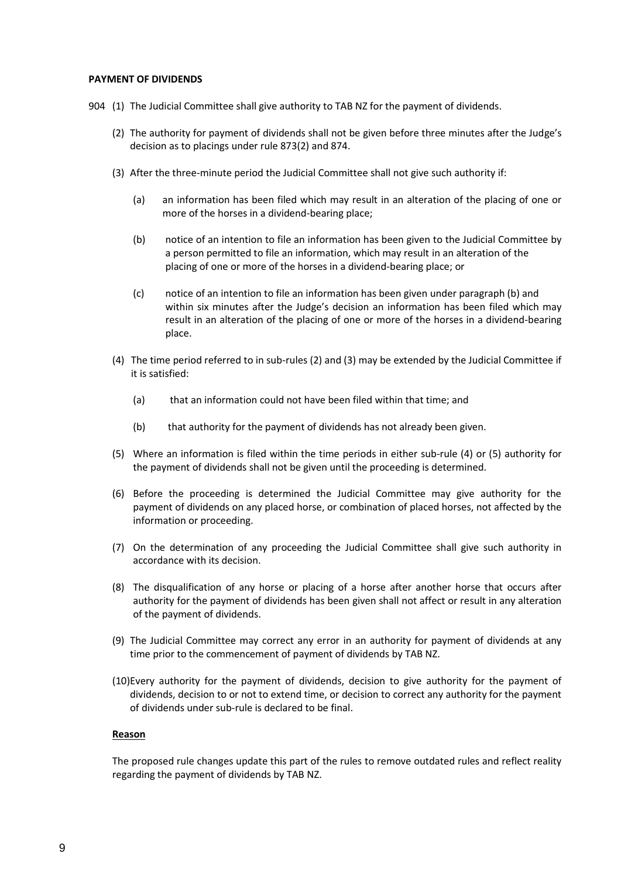**PAYMENT OF DIVIDENDS**

904 (1) The Judicial Committee shall give authority to TAB NZ for the payment of dividends.

(2) The authority for payment of dividends shall not be given before three minutes after the Judge's decision as to placings under rule 873(2) and 874.

(3) After the three-minute period the Judicial Committee shall not give such authority if:

(a) an information has been filed which may result in an alteration of the placing of one or more of the horses in a dividend-bearing place;

(b) notice of an intention to file an information has been given to the Judicial Committee by a person permitted to file an information, which may result in an alteration of the placing of one or more of the horses in a dividend-bearing place; or

(c) notice of an intention to file an information has been given under paragraph (b) and within six minutes after the Judge's decision an information has been filed which may result in an alteration of the placing of one or more of the horses in a dividend-bearing place.

(4) The time period referred to in sub-rules (2) and (3) may be extended by the Judicial Committee if it is satisfied:

(a) that an information could not have been filed within that time; and

(b) that authority for the payment of dividends has not already been given.

(5) Where an information is filed within the time periods in either sub-rule (4) or (5) authority for the payment of dividends shall not be given until the proceeding is determined.

(6) Before the proceeding is determined the Judicial Committee may give authority for the payment of dividends on any placed horse, or combination of placed horses, not affected by the information or proceeding.

(7) On the determination of any proceeding the Judicial Committee shall give such authority in accordance with its decision.

(8) The disqualification of any horse or placing of a horse after another horse that occurs after authority for the payment of dividends has been given shall not affect or result in any alteration of the payment of dividends.

(9) The Judicial Committee may correct any error in an authority for payment of dividends at any time prior to the commencement of payment of dividends by TAB NZ.

(10)Every authority for the payment of dividends, decision to give authority for the payment of dividends, decision to or not to extend time, or decision to correct any authority for the payment of dividends under sub-rule is declared to be final.

**Reason**

The proposed rule changes update this part of the rules to remove outdated rules and reflect reality regarding the payment of dividends by TAB NZ.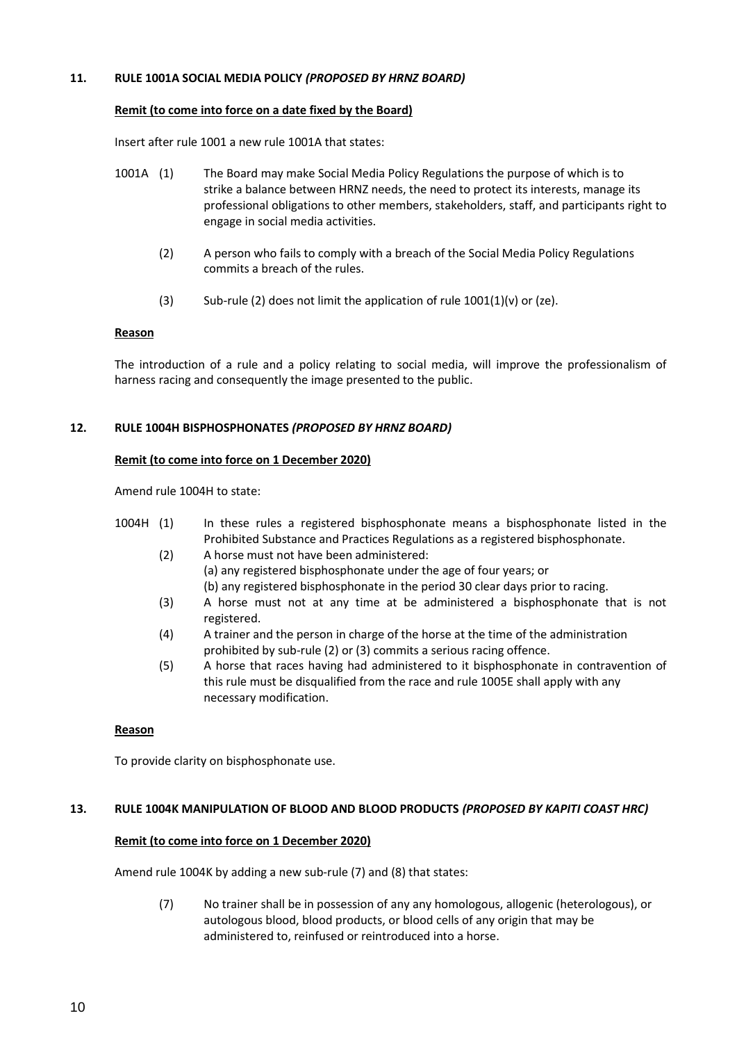### 11. RULE 1001A SOCIAL MEDIA POLICY *(PROPOSED BY HRNZ BOARD)*

**Remit (to come into force on a date fixed by the Board)**

Insert after rule 1001 a new rule 1001A that states:

1001A (1) The Board may make Social Media Policy Regulations the purpose of which is to strike a balance between HRNZ needs, the need to protect its interests, manage its professional obligations to other members, stakeholders, staff, and participants right to engage in social media activities.

(2) A person who fails to comply with a breach of the Social Media Policy Regulations commits a breach of the rules.

(3) Sub-rule (2) does not limit the application of rule 1001(1)(v) or (ze).

**Reason**

The introduction of a rule and a policy relating to social media, will improve the professionalism of harness racing and consequently the image presented to the public.

### 12. RULE 1004H BISPHOSPHONATES *(PROPOSED BY HRNZ BOARD)*

**Remit (to come into force on 1 December 2020)**

Amend rule 1004H to state:

1004H (1) In these rules a registered bisphosphonate means a bisphosphonate listed in the Prohibited Substance and Practices Regulations as a registered bisphosphonate.

(2) A horse must not have been administered:
(a) any registered bisphosphonate under the age of four years; or
(b) any registered bisphosphonate in the period 30 clear days prior to racing.

(3) A horse must not at any time at be administered a bisphosphonate that is not registered.

(4) A trainer and the person in charge of the horse at the time of the administration prohibited by sub-rule (2) or (3) commits a serious racing offence.

(5) A horse that races having had administered to it bisphosphonate in contravention of this rule must be disqualified from the race and rule 1005E shall apply with any necessary modification.

**Reason**

To provide clarity on bisphosphonate use.

### 13. RULE 1004K MANIPULATION OF BLOOD AND BLOOD PRODUCTS *(PROPOSED BY KAPITI COAST HRC)*

**Remit (to come into force on 1 December 2020)**

Amend rule 1004K by adding a new sub-rule (7) and (8) that states:

(7) No trainer shall be in possession of any any homologous, allogenic (heterologous), or autologous blood, blood products, or blood cells of any origin that may be administered to, reinfused or reintroduced into a horse.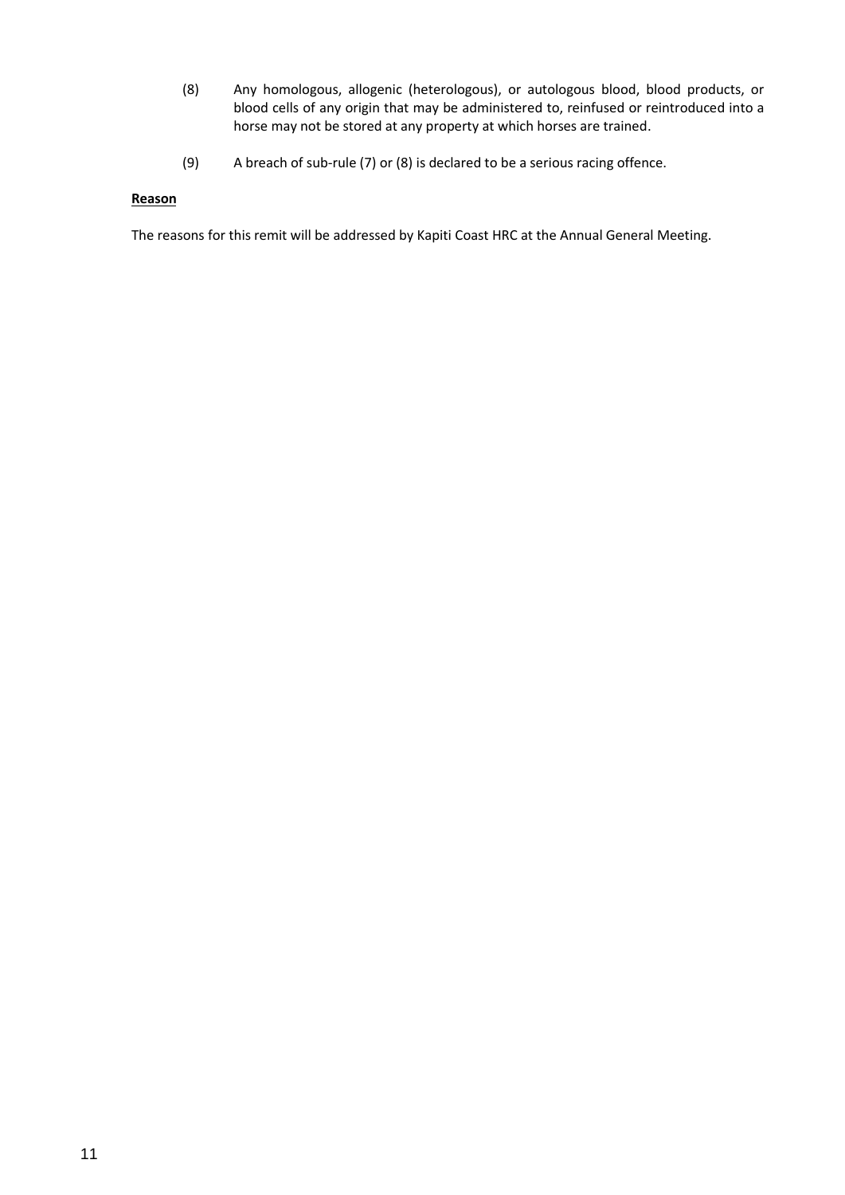(8) Any homologous, allogenic (heterologous), or autologous blood, blood products, or blood cells of any origin that may be administered to, reinfused or reintroduced into a horse may not be stored at any property at which horses are trained.

(9) A breach of sub-rule (7) or (8) is declared to be a serious racing offence.

**Reason**

The reasons for this remit will be addressed by Kapiti Coast HRC at the Annual General Meeting.